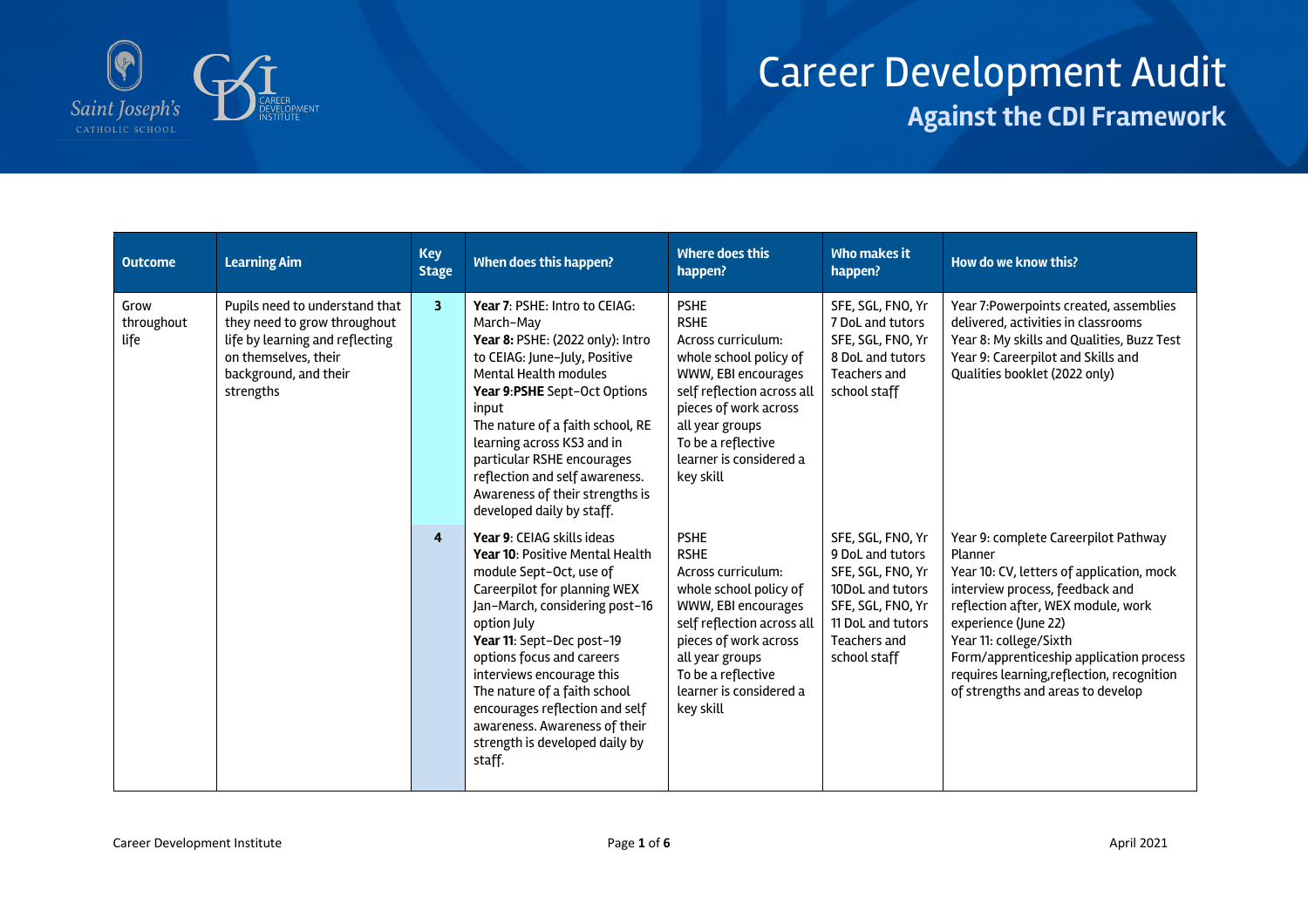# Career Development Audit

## Against the CDI Framework

| Outcome | Learning Aim | Key Stage | When does this happen? | Where does this happen? | Who makes it happen? | How do we know this? |
|---|---|---|---|---|---|---|
| Grow throughout life | Pupils need to understand that they need to grow throughout life by learning and reflecting on themeselves, their background, and their strengths | **3** | **Year 7**: PSHE: Intro to CEIAG: March-May<br>**Year 8:** PSHE: (2022 only): Intro to CEIAG: June-July, Positive Mental Health modules<br>**Year 9**:**PSHE** Sept-Oct Options input<br>The nature of a faith school, RE learning across KS3 and in particular RSHE encourages reflection and self awareness. Awareness of their strengths is developed daily by staff. | PSHE<br>RSHE<br>Across curriculum: whole school policy of WWW, EBI encourages self reflection across all pieces of work across all year groups<br>To be a reflective learner is considered a key skill | SFE, SGL, FNO, Yr 7 DoL and tutors<br>SFE, SGL, FNO, Yr 8 DoL and tutors<br>Teachers and school staff | Year 7:Powerpoints created, assemblies delivered, activities in classrooms<br>Year 8: My skills and Qualities, Buzz Test<br>Year 9: Careerpilot and Skills and Qualities booklet (2022 only) |
| | | **4** | **Year 9**: CEIAG skills ideas<br>**Year 10**: Positive Mental Health module Sept-Oct, use of Careerpilot for planning WEX Jan-March, considering post-16 option July<br>**Year 11**: Sept-Dec post-19 options focus and careers interviews encourage this<br>The nature of a faith school encourages reflection and self awareness. Awareness of their strength is developed daily by staff. | PSHE<br>RSHE<br>Across curriculum: whole school policy of WWW, EBI encourages self reflection across all pieces of work across all year groups<br>To be a reflective learner is considered a key skill | SFE, SGL, FNO, Yr 9 DoL and tutors<br>SFE, SGL, FNO, Yr 10DoL and tutors<br>SFE, SGL, FNO, Yr 11 DoL and tutors<br>Teachers and school staff | Year 9: complete Careerpilot Pathway Planner<br>Year 10: CV, letters of application, mock interview process, feedback and reflection after, WEX module, work experience (June 22)<br>Year 11: college/Sixth Form/apprenticeship application process requires learning,reflection, recognition of strengths and areas to develop |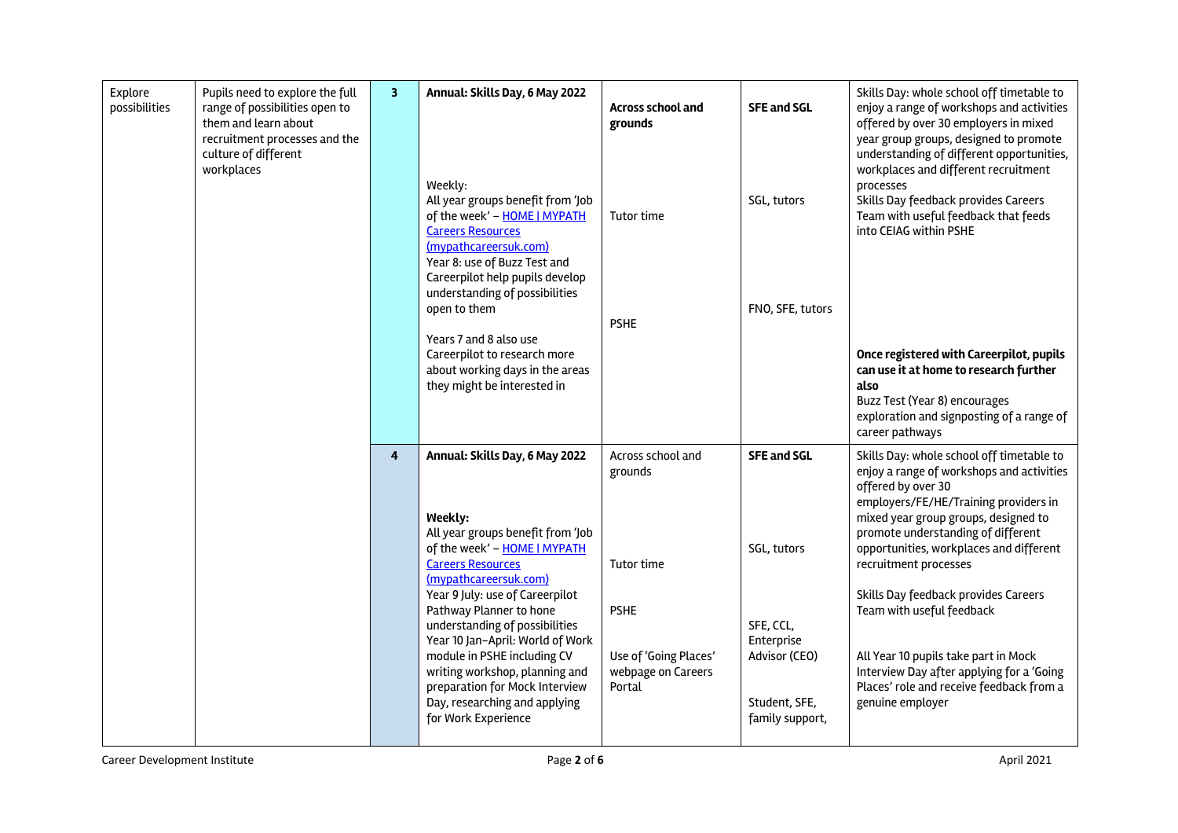| | | | | | | |
|---|---|---|---|---|---|---|
| Explore possibilities | Pupils need to explore the full range of possibilities open to them and learn about recruitment processes and the culture of different workplaces | **3** | **Annual: Skills Day, 6 May 2022**<br><br>Weekly:<br>All year groups benefit from 'Job of the week' – HOME \| MYPATH Careers Resources (mypathcareersuk.com)<br>Year 8: use of Buzz Test and Careerpilot help pupils develop understanding of possibilities open to them<br><br>Years 7 and 8 also use Careerpilot to research more about working days in the areas they might be interested in | **Across school and grounds**<br><br>Tutor time<br><br>PSHE | **SFE and SGL**<br><br>SGL, tutors<br><br>FNO, SFE, tutors | Skills Day: whole school off timetable to enjoy a range of workshops and activities offered by over 30 employers in mixed year group groups, designed to promote understanding of different opportunities, workplaces and different recruitment processes<br>Skills Day feedback provides Careers Team with useful feedback that feeds into CEIAG within PSHE<br><br>**Once registered with Careerpilot, pupils can use it at home to research further also**<br>Buzz Test (Year 8) encourages exploration and signposting of a range of career pathways |
| | | **4** | **Annual: Skills Day, 6 May 2022**<br><br>**Weekly:**<br>All year groups benefit from 'Job of the week' – HOME \| MYPATH Careers Resources (mypathcareersuk.com)<br>Year 9 July: use of Careerpilot Pathway Planner to hone understanding of possibilities<br>Year 10 Jan–April: World of Work module in PSHE including CV writing workshop, planning and preparation for Mock Interview Day, researching and applying for Work Experience | Across school and grounds<br><br>Tutor time<br><br>PSHE<br><br>Use of 'Going Places' webpage on Careers Portal | **SFE and SGL**<br><br>SGL, tutors<br><br>SFE, CCL, Enterprise Advisor (CEO)<br><br>Student, SFE, family support, | Skills Day: whole school off timetable to enjoy a range of workshops and activities offered by over 30 employers/FE/HE/Training providers in mixed year group groups, designed to promote understanding of different opportunities, workplaces and different recruitment processes<br><br>Skills Day feedback provides Careers Team with useful feedback<br><br>All Year 10 pupils take part in Mock Interview Day after applying for a 'Going Places' role and receive feedback from a genuine employer |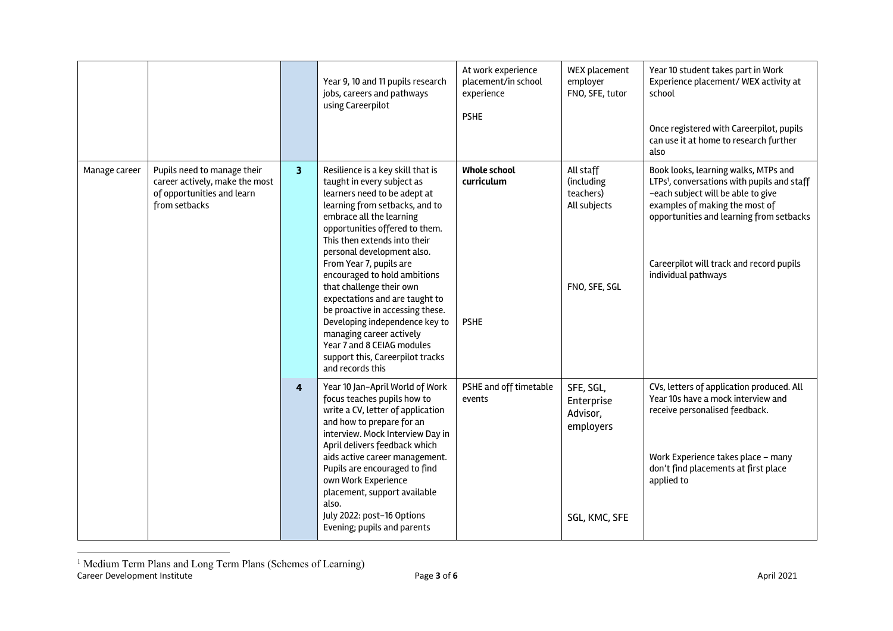| | | | | | | |
|---|---|---|---|---|---|---|
| | | | Year 9, 10 and 11 pupils research jobs, careers and pathways using Careerpilot | At work experience placement/in school experience<br><br>PSHE | WEX placement employer<br>FNO, SFE, tutor | Year 10 student takes part in Work Experience placement/ WEX activity at school<br><br>Once registered with Careerpilot, pupils can use it at home to research further also |
| Manage career | Pupils need to manage their career actively, make the most of opportunities and learn from setbacks | **3** | Resilience is a key skill that is taught in every subject as learners need to be adept at learning from setbacks, and to embrace all the learning opportunities offered to them. This then extends into their personal development also.<br>From Year 7, pupils are encouraged to hold ambitions that challenge their own expectations and are taught to be proactive in accessing these. Developing independence key to managing career actively<br>Year 7 and 8 CEIAG modules support this, Careerpilot tracks and records this | **Whole school curriculum**<br><br>PSHE | All staff (including teachers)<br>All subjects<br><br>FNO, SFE, SGL | Book looks, learning walks, MTPs and LTPs[1], conversations with pupils and staff –each subject will be able to give examples of making the most of opportunities and learning from setbacks<br><br>Careerpilot will track and record pupils individual pathways |
| | | **4** | Year 10 Jan-April World of Work focus teaches pupils how to write a CV, letter of application and how to prepare for an interview. Mock Interview Day in April delivers feedback which aids active career management. Pupils are encouraged to find own Work Experience placement, support available also.<br>July 2022: post-16 Options Evening; pupils and parents | PSHE and off timetable events | SFE, SGL, Enterprise Advisor, employers<br><br>SGL, KMC, SFE | CVs, letters of application produced. All Year 10s have a mock interview and receive personalised feedback.<br><br>Work Experience takes place – many don't find placements at first place applied to |

[1] Medium Term Plans and Long Term Plans (Schemes of Learning)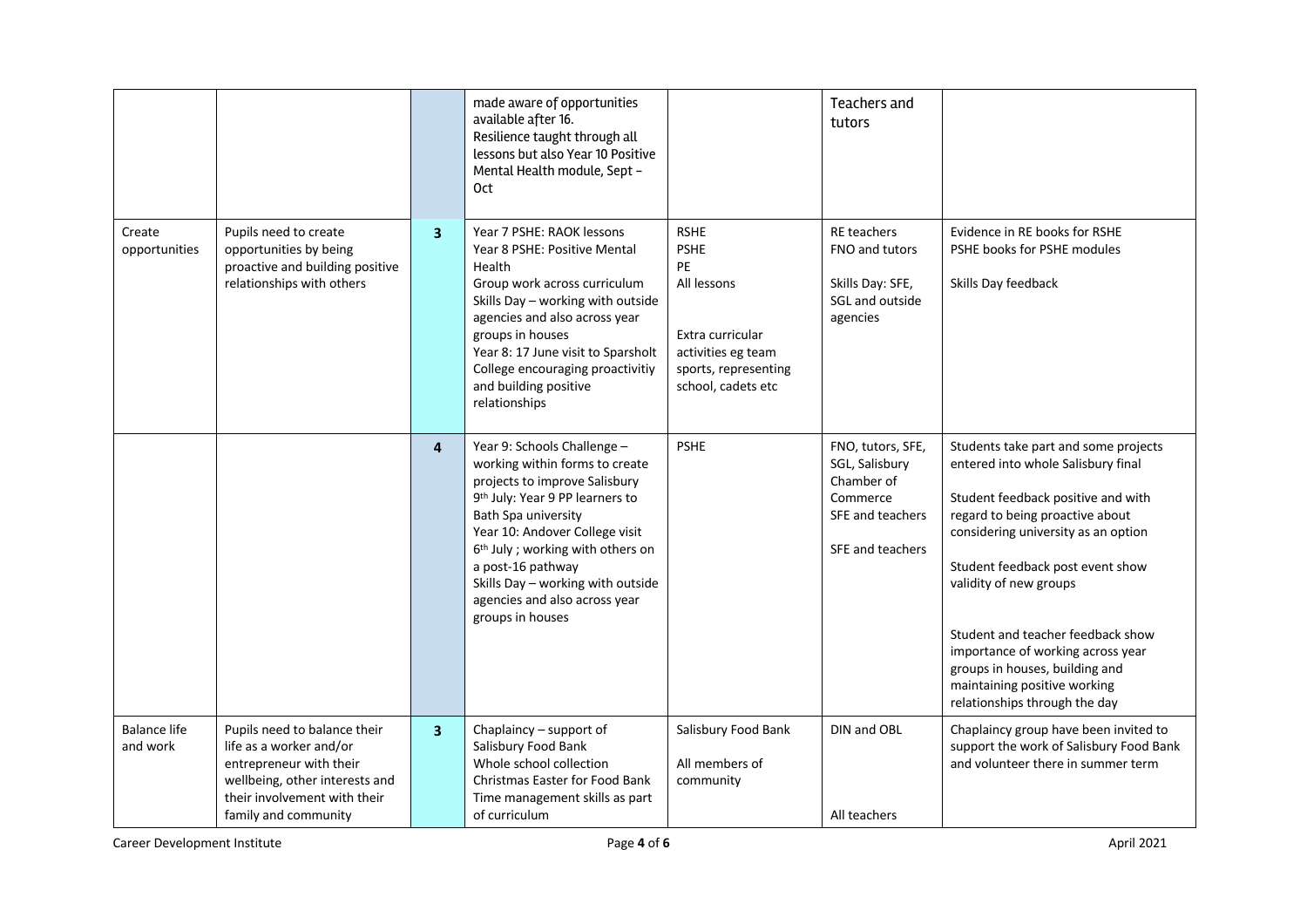| | | | | | | |
|---|---|---|---|---|---|---|
| | | | made aware of opportunities available after 16.<br>Resilience taught through all lessons but also Year 10 Positive Mental Health module, Sept – Oct | | Teachers and tutors | |
| Create opportunities | Pupils need to create opportunities by being proactive and building positive relationships with others | **3** | Year 7 PSHE: RAOK lessons<br>Year 8 PSHE: Positive Mental Health<br>Group work across curriculum<br>Skills Day – working with outside agencies and also across year groups in houses<br>Year 8: 17 June visit to Sparsholt College encouraging proactivitiy and building positive relationships | RSHE<br>PSHE<br>PE<br>All lessons<br><br>Extra curricular activities eg team sports, representing school, cadets etc | RE teachers<br>FNO and tutors<br><br>Skills Day: SFE, SGL and outside agencies | Evidence in RE books for RSHE<br>PSHE books for PSHE modules<br><br>Skills Day feedback |
| | | **4** | Year 9: Schools Challenge – working within forms to create projects to improve Salisbury<br>9th July: Year 9 PP learners to Bath Spa university<br>Year 10: Andover College visit 6th July ; working with others on a post-16 pathway<br>Skills Day – working with outside agencies and also across year groups in houses | PSHE | FNO, tutors, SFE, SGL, Salisbury Chamber of Commerce<br>SFE and teachers<br><br>SFE and teachers | Students take part and some projects entered into whole Salisbury final<br><br>Student feedback positive and with regard to being proactive about considering university as an option<br><br>Student feedback post event show validity of new groups<br><br>Student and teacher feedback show importance of working across year groups in houses, building and maintaining positive working relationships through the day |
| Balance life and work | Pupils need to balance their life as a worker and/or entrepreneur with their wellbeing, other interests and their involvement with their family and community | **3** | Chaplaincy – support of Salisbury Food Bank<br>Whole school collection Christmas Easter for Food Bank<br>Time management skills as part of curriculum | Salisbury Food Bank<br><br>All members of community | DIN and OBL<br><br><br>All teachers | Chaplaincy group have been invited to support the work of Salisbury Food Bank and volunteer there in summer term |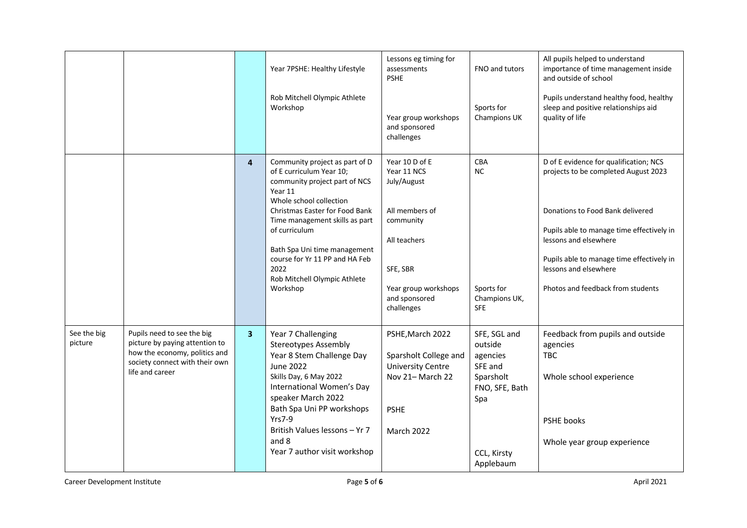|  |  |  | Year 7PSHE: Healthy Lifestyle<br><br>Rob Mitchell Olympic Athlete Workshop | Lessons eg timing for assessments<br>PSHE<br><br>Year group workshops and sponsored challenges | FNO and tutors<br><br>Sports for Champions UK | All pupils helped to understand importance of time management inside and outside of school<br><br>Pupils understand healthy food, healthy sleep and positive relationships aid quality of life |
|---|---|---|---|---|---|---|
|  |  | 4 | Community project as part of D of E curriculum Year 10; community project part of NCS Year 11<br>Whole school collection Christmas Easter for Food Bank<br>Time management skills as part of curriculum<br><br>Bath Spa Uni time management course for Yr 11 PP and HA Feb 2022<br>Rob Mitchell Olympic Athlete Workshop | Year 10 D of E<br>Year 11 NCS July/August<br><br>All members of community<br><br>All teachers<br><br>SFE, SBR<br><br>Year group workshops and sponsored challenges | CBA<br>NC<br><br>Sports for Champions UK, SFE | D of E evidence for qualification; NCS projects to be completed August 2023<br><br>Donations to Food Bank delivered<br><br>Pupils able to manage time effectively in lessons and elsewhere<br><br>Pupils able to manage time effectively in lessons and elsewhere<br><br>Photos and feedback from students |
| See the big picture | Pupils need to see the big picture by paying attention to how the economy, politics and society connect with their own life and career | 3 | Year 7 Challenging Stereotypes Assembly<br>Year 8 Stem Challenge Day June 2022<br>Skills Day, 6 May 2022<br>International Women's Day speaker March 2022<br>Bath Spa Uni PP workshops Yrs7-9<br>British Values lessons – Yr 7 and 8<br>Year 7 author visit workshop | PSHE,March 2022<br><br>Sparsholt College and University Centre<br>Nov 21– March 22<br><br>PSHE<br><br>March 2022 | SFE, SGL and outside agencies<br>SFE and Sparsholt<br>FNO, SFE, Bath Spa<br><br>CCL, Kirsty Applebaum | Feedback from pupils and outside agencies<br>TBC<br><br>Whole school experience<br><br>PSHE books<br><br>Whole year group experience |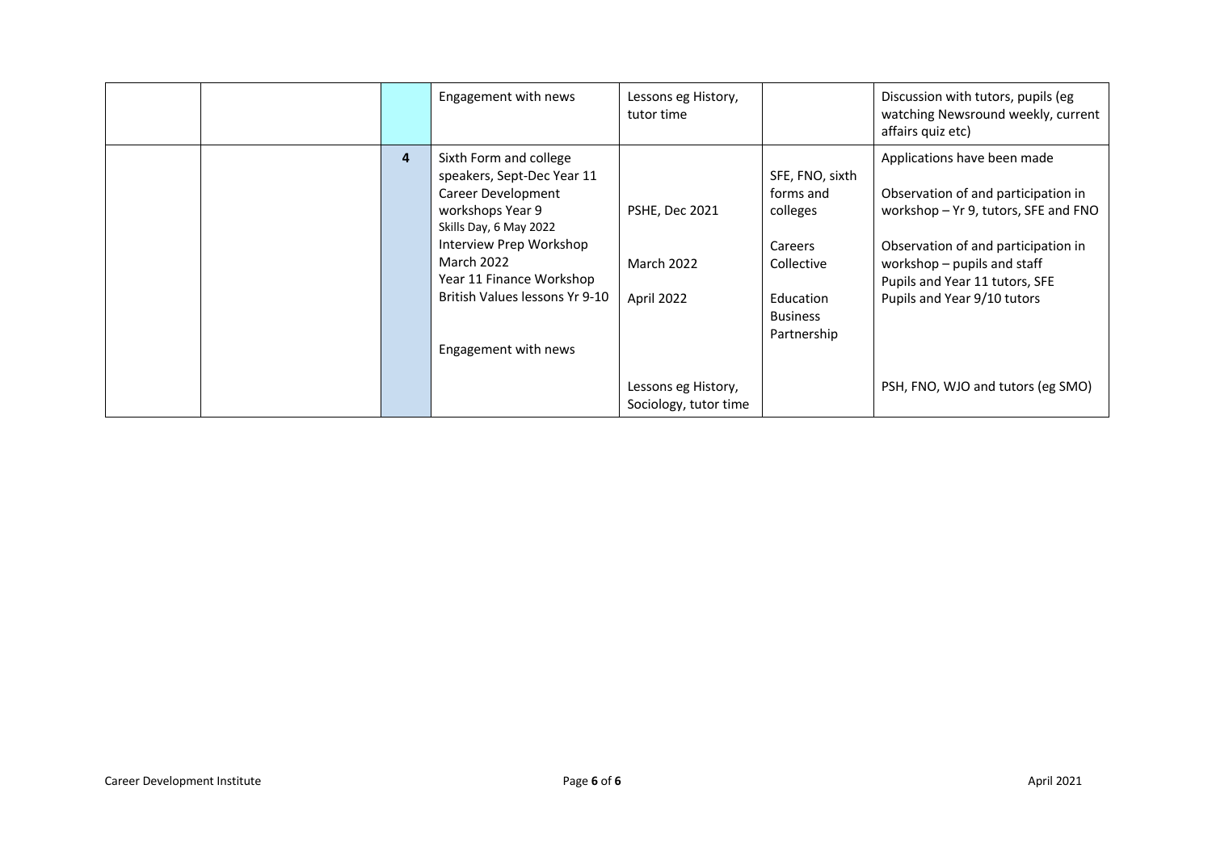| | | | | | | |
|---|---|---|---|---|---|---|
| | | | Engagement with news | Lessons eg History, tutor time | | Discussion with tutors, pupils (eg watching Newsround weekly, current affairs quiz etc) |
| | | **4** | Sixth Form and college speakers, Sept-Dec Year 11<br>Career Development workshops Year 9<br>Skills Day, 6 May 2022<br>Interview Prep Workshop March 2022<br>Year 11 Finance Workshop<br>British Values lessons Yr 9-10<br><br>Engagement with news | PSHE, Dec 2021<br><br>March 2022<br><br>April 2022<br><br>Lessons eg History, Sociology, tutor time | SFE, FNO, sixth forms and colleges<br><br>Careers Collective<br><br>Education Business Partnership | Applications have been made<br><br>Observation of and participation in workshop – Yr 9, tutors, SFE and FNO<br><br>Observation of and participation in workshop – pupils and staff<br>Pupils and Year 11 tutors, SFE<br>Pupils and Year 9/10 tutors<br><br>PSH, FNO, WJO and tutors (eg SMO) |